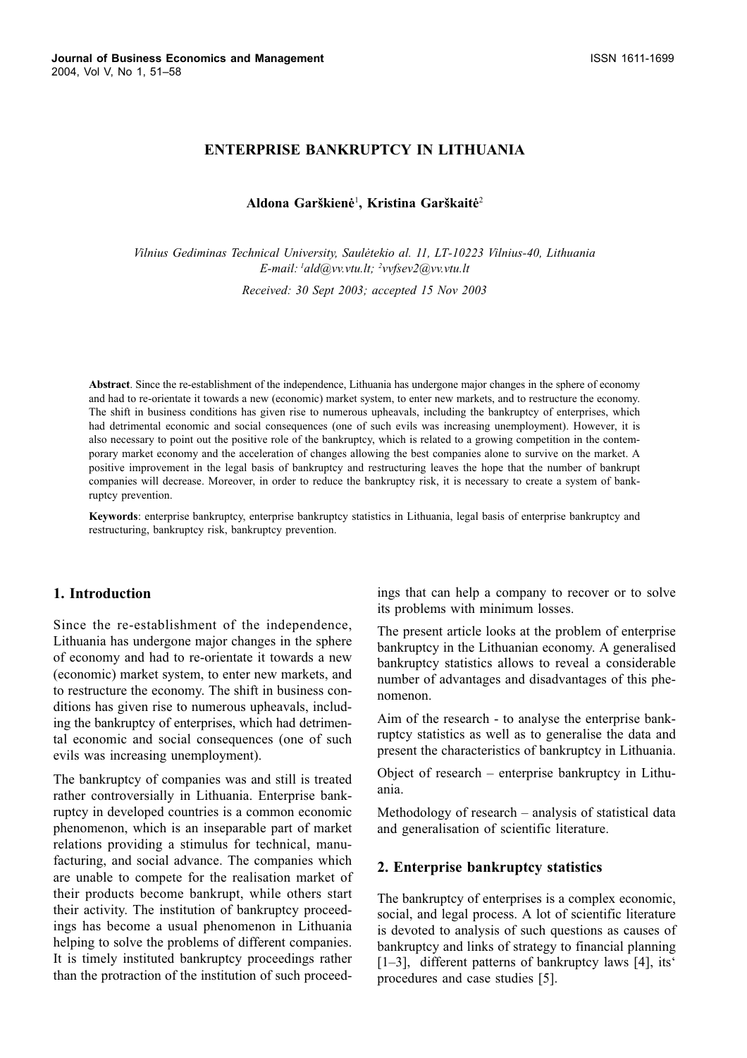# ENTERPRISE BANKRUPTCY IN LITHUANIA

**Aldona Garškienė**[1]**, Kristina Garškaitė**[2]

*Vilnius Gediminas Technical University, Saulėtekio al. 11, LT-10223 Vilnius-40, Lithuania*
*E-mail: [1]ald@vv.vtu.lt; [2]vvfsev2@vv.vtu.lt*

*Received: 30 Sept 2003; accepted 15 Nov 2003*

**Abstract**. Since the re-establishment of the independence, Lithuania has undergone major changes in the sphere of economy and had to re-orientate it towards a new (economic) market system, to enter new markets, and to restructure the economy. The shift in business conditions has given rise to numerous upheavals, including the bankruptcy of enterprises, which had detrimental economic and social consequences (one of such evils was increasing unemployment). However, it is also necessary to point out the positive role of the bankruptcy, which is related to a growing competition in the contemporary market economy and the acceleration of changes allowing the best companies alone to survive on the market. A positive improvement in the legal basis of bankruptcy and restructuring leaves the hope that the number of bankrupt companies will decrease. Moreover, in order to reduce the bankruptcy risk, it is necessary to create a system of bankruptcy prevention.

**Keywords**: enterprise bankruptcy, enterprise bankruptcy statistics in Lithuania, legal basis of enterprise bankruptcy and restructuring, bankruptcy risk, bankruptcy prevention.

## 1. Introduction

Since the re-establishment of the independence, Lithuania has undergone major changes in the sphere of economy and had to re-orientate it towards a new (economic) market system, to enter new markets, and to restructure the economy. The shift in business conditions has given rise to numerous upheavals, including the bankruptcy of enterprises, which had detrimental economic and social consequences (one of such evils was increasing unemployment).

The bankruptcy of companies was and still is treated rather controversially in Lithuania. Enterprise bankruptcy in developed countries is a common economic phenomenon, which is an inseparable part of market relations providing a stimulus for technical, manufacturing, and social advance. The companies which are unable to compete for the realisation market of their products become bankrupt, while others start their activity. The institution of bankruptcy proceedings has become a usual phenomenon in Lithuania helping to solve the problems of different companies. It is timely instituted bankruptcy proceedings rather than the protraction of the institution of such proceedings that can help a company to recover or to solve its problems with minimum losses.

The present article looks at the problem of enterprise bankruptcy in the Lithuanian economy. A generalised bankruptcy statistics allows to reveal a considerable number of advantages and disadvantages of this phenomenon.

Aim of the research - to analyse the enterprise bankruptcy statistics as well as to generalise the data and present the characteristics of bankruptcy in Lithuania.

Object of research – enterprise bankruptcy in Lithuania.

Methodology of research – analysis of statistical data and generalisation of scientific literature.

## 2. Enterprise bankruptcy statistics

The bankruptcy of enterprises is a complex economic, social, and legal process. A lot of scientific literature is devoted to analysis of such questions as causes of bankruptcy and links of strategy to financial planning [1–3], different patterns of bankruptcy laws [4], its' procedures and case studies [5].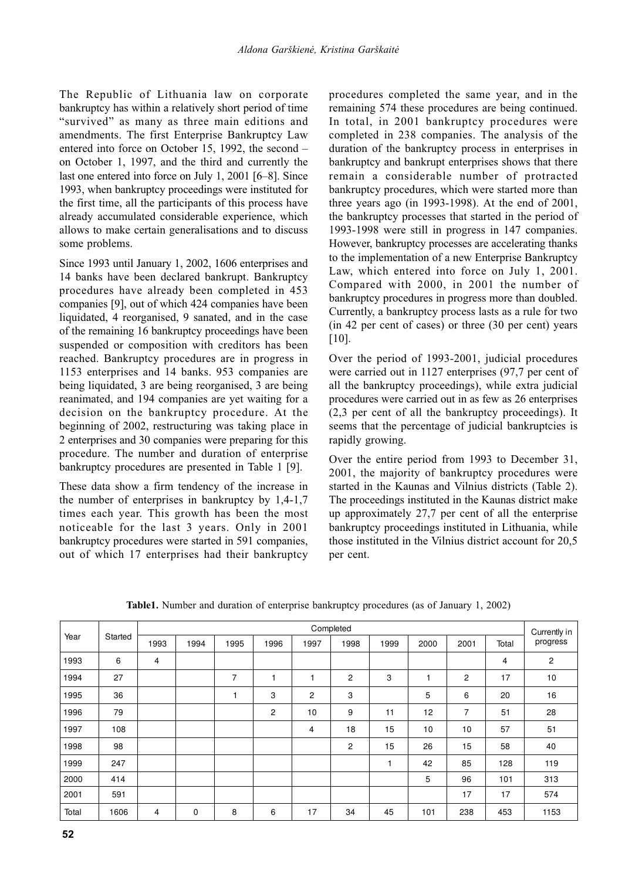The Republic of Lithuania law on corporate bankruptcy has within a relatively short period of time "survived" as many as three main editions and amendments. The first Enterprise Bankruptcy Law entered into force on October 15, 1992, the second – on October 1, 1997, and the third and currently the last one entered into force on July 1, 2001 [6–8]. Since 1993, when bankruptcy proceedings were instituted for the first time, all the participants of this process have already accumulated considerable experience, which allows to make certain generalisations and to discuss some problems.

Since 1993 until January 1, 2002, 1606 enterprises and 14 banks have been declared bankrupt. Bankruptcy procedures have already been completed in 453 companies [9], out of which 424 companies have been liquidated, 4 reorganised, 9 sanated, and in the case of the remaining 16 bankruptcy proceedings have been suspended or composition with creditors has been reached. Bankruptcy procedures are in progress in 1153 enterprises and 14 banks. 953 companies are being liquidated, 3 are being reorganised, 3 are being reanimated, and 194 companies are yet waiting for a decision on the bankruptcy procedure. At the beginning of 2002, restructuring was taking place in 2 enterprises and 30 companies were preparing for this procedure. The number and duration of enterprise bankruptcy procedures are presented in Table 1 [9].

These data show a firm tendency of the increase in the number of enterprises in bankruptcy by 1,4-1,7 times each year. This growth has been the most noticeable for the last 3 years. Only in 2001 bankruptcy procedures were started in 591 companies, out of which 17 enterprises had their bankruptcy procedures completed the same year, and in the remaining 574 these procedures are being continued. In total, in 2001 bankruptcy procedures were completed in 238 companies. The analysis of the duration of the bankruptcy process in enterprises in bankruptcy and bankrupt enterprises shows that there remain a considerable number of protracted bankruptcy procedures, which were started more than three years ago (in 1993-1998). At the end of 2001, the bankruptcy processes that started in the period of 1993-1998 were still in progress in 147 companies. However, bankruptcy processes are accelerating thanks to the implementation of a new Enterprise Bankruptcy Law, which entered into force on July 1, 2001. Compared with 2000, in 2001 the number of bankruptcy procedures in progress more than doubled. Currently, a bankruptcy process lasts as a rule for two (in 42 per cent of cases) or three (30 per cent) years [10].

Over the period of 1993-2001, judicial procedures were carried out in 1127 enterprises (97,7 per cent of all the bankruptcy proceedings), while extra judicial procedures were carried out in as few as 26 enterprises (2,3 per cent of all the bankruptcy proceedings). It seems that the percentage of judicial bankruptcies is rapidly growing.

Over the entire period from 1993 to December 31, 2001, the majority of bankruptcy procedures were started in the Kaunas and Vilnius districts (Table 2). The proceedings instituted in the Kaunas district make up approximately 27,7 per cent of all the enterprise bankruptcy proceedings instituted in Lithuania, while those instituted in the Vilnius district account for 20,5 per cent.

**Table1.** Number and duration of enterprise bankruptcy procedures (as of January 1, 2002)

| Year | Started | Completed | | | | | | | | | | Currently in progress |
|---|---|---|---|---|---|---|---|---|---|---|---|---|
| | | 1993 | 1994 | 1995 | 1996 | 1997 | 1998 | 1999 | 2000 | 2001 | Total | |
| 1993 | 6 | 4 | | | | | | | | | 4 | 2 |
| 1994 | 27 | | | 7 | 1 | 1 | 2 | 3 | 1 | 2 | 17 | 10 |
| 1995 | 36 | | | 1 | 3 | 2 | 3 | | 5 | 6 | 20 | 16 |
| 1996 | 79 | | | | 2 | 10 | 9 | 11 | 12 | 7 | 51 | 28 |
| 1997 | 108 | | | | | 4 | 18 | 15 | 10 | 10 | 57 | 51 |
| 1998 | 98 | | | | | | 2 | 15 | 26 | 15 | 58 | 40 |
| 1999 | 247 | | | | | | | 1 | 42 | 85 | 128 | 119 |
| 2000 | 414 | | | | | | | | 5 | 96 | 101 | 313 |
| 2001 | 591 | | | | | | | | | 17 | 17 | 574 |
| Total | 1606 | 4 | 0 | 8 | 6 | 17 | 34 | 45 | 101 | 238 | 453 | 1153 |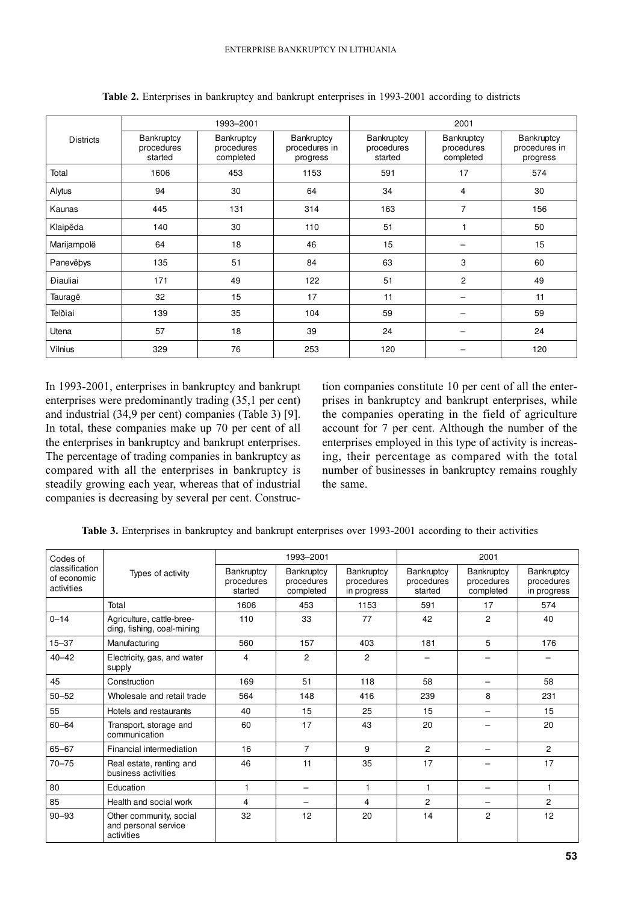**Table 2.** Enterprises in bankruptcy and bankrupt enterprises in 1993-2001 according to districts

| Districts | 1993–2001 | | | 2001 | | |
|---|---|---|---|---|---|---|
| | Bankruptcy procedures started | Bankruptcy procedures completed | Bankruptcy procedures in progress | Bankruptcy procedures started | Bankruptcy procedures completed | Bankruptcy procedures in progress |
| Total | 1606 | 453 | 1153 | 591 | 17 | 574 |
| Alytus | 94 | 30 | 64 | 34 | 4 | 30 |
| Kaunas | 445 | 131 | 314 | 163 | 7 | 156 |
| Klaipëda | 140 | 30 | 110 | 51 | 1 | 50 |
| Marijampolë | 64 | 18 | 46 | 15 | – | 15 |
| Panevëþys | 135 | 51 | 84 | 63 | 3 | 60 |
| Ðiauliai | 171 | 49 | 122 | 51 | 2 | 49 |
| Tauragë | 32 | 15 | 17 | 11 | – | 11 |
| Telðiai | 139 | 35 | 104 | 59 | – | 59 |
| Utena | 57 | 18 | 39 | 24 | – | 24 |
| Vilnius | 329 | 76 | 253 | 120 | – | 120 |

In 1993-2001, enterprises in bankruptcy and bankrupt enterprises were predominantly trading (35,1 per cent) and industrial (34,9 per cent) companies (Table 3) [9]. In total, these companies make up 70 per cent of all the enterprises in bankruptcy and bankrupt enterprises. The percentage of trading companies in bankruptcy as compared with all the enterprises in bankruptcy is steadily growing each year, whereas that of industrial companies is decreasing by several per cent. Construction companies constitute 10 per cent of all the enterprises in bankruptcy and bankrupt enterprises, while the companies operating in the field of agriculture account for 7 per cent. Although the number of the enterprises employed in this type of activity is increasing, their percentage as compared with the total number of businesses in bankruptcy remains roughly the same.

**Table 3.** Enterprises in bankruptcy and bankrupt enterprises over 1993-2001 according to their activities

| Codes of classification of economic activities | Types of activity | 1993–2001 | | | 2001 | | |
|---|---|---|---|---|---|---|---|
| | | Bankruptcy procedures started | Bankruptcy procedures completed | Bankruptcy procedures in progress | Bankruptcy procedures started | Bankruptcy procedures completed | Bankruptcy procedures in progress |
| | Total | 1606 | 453 | 1153 | 591 | 17 | 574 |
| 0–14 | Agriculture, cattle-breeding, fishing, coal-mining | 110 | 33 | 77 | 42 | 2 | 40 |
| 15–37 | Manufacturing | 560 | 157 | 403 | 181 | 5 | 176 |
| 40–42 | Electricity, gas, and water supply | 4 | 2 | 2 | – | – | – |
| 45 | Construction | 169 | 51 | 118 | 58 | – | 58 |
| 50–52 | Wholesale and retail trade | 564 | 148 | 416 | 239 | 8 | 231 |
| 55 | Hotels and restaurants | 40 | 15 | 25 | 15 | – | 15 |
| 60–64 | Transport, storage and communication | 60 | 17 | 43 | 20 | – | 20 |
| 65–67 | Financial intermediation | 16 | 7 | 9 | 2 | – | 2 |
| 70–75 | Real estate, renting and business activities | 46 | 11 | 35 | 17 | – | 17 |
| 80 | Education | 1 | – | 1 | 1 | – | 1 |
| 85 | Health and social work | 4 | – | 4 | 2 | – | 2 |
| 90–93 | Other community, social and personal service activities | 32 | 12 | 20 | 14 | 2 | 12 |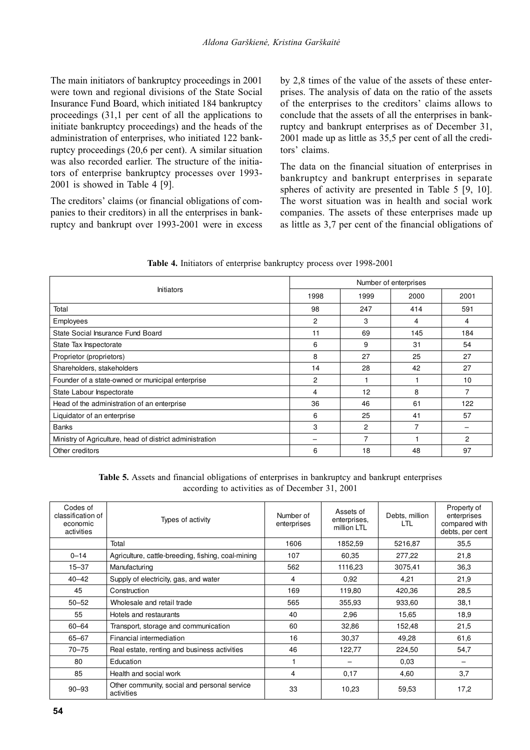The main initiators of bankruptcy proceedings in 2001 were town and regional divisions of the State Social Insurance Fund Board, which initiated 184 bankruptcy proceedings (31,1 per cent of all the applications to initiate bankruptcy proceedings) and the heads of the administration of enterprises, who initiated 122 bankruptcy proceedings (20,6 per cent). A similar situation was also recorded earlier. The structure of the initiators of enterprise bankruptcy processes over 1993-2001 is showed in Table 4 [9].

The creditors' claims (or financial obligations of companies to their creditors) in all the enterprises in bankruptcy and bankrupt over 1993-2001 were in excess by 2,8 times of the value of the assets of these enterprises. The analysis of data on the ratio of the assets of the enterprises to the creditors' claims allows to conclude that the assets of all the enterprises in bankruptcy and bankrupt enterprises as of December 31, 2001 made up as little as 35,5 per cent of all the creditors' claims.

The data on the financial situation of enterprises in bankruptcy and bankrupt enterprises in separate spheres of activity are presented in Table 5 [9, 10]. The worst situation was in health and social work companies. The assets of these enterprises made up as little as 3,7 per cent of the financial obligations of

**Table 4.** Initiators of enterprise bankruptcy process over 1998-2001

| Initiators | Number of enterprises | | | |
|---|---|---|---|---|
| | 1998 | 1999 | 2000 | 2001 |
| Total | 98 | 247 | 414 | 591 |
| Employees | 2 | 3 | 4 | 4 |
| State Social Insurance Fund Board | 11 | 69 | 145 | 184 |
| State Tax Inspectorate | 6 | 9 | 31 | 54 |
| Proprietor (proprietors) | 8 | 27 | 25 | 27 |
| Shareholders, stakeholders | 14 | 28 | 42 | 27 |
| Founder of a state-owned or municipal enterprise | 2 | 1 | 1 | 10 |
| State Labour Inspectorate | 4 | 12 | 8 | 7 |
| Head of the administration of an enterprise | 36 | 46 | 61 | 122 |
| Liquidator of an enterprise | 6 | 25 | 41 | 57 |
| Banks | 3 | 2 | 7 | – |
| Ministry of Agriculture, head of district administration | – | 7 | 1 | 2 |
| Other creditors | 6 | 18 | 48 | 97 |

**Table 5.** Assets and financial obligations of enterprises in bankruptcy and bankrupt enterprises according to activities as of December 31, 2001

| Codes of classification of economic activities | Types of activity | Number of enterprises | Assets of enterprises, million LTL | Debts, million LTL | Property of enterprises compared with debts, per cent |
|---|---|---|---|---|---|
| | Total | 1606 | 1852,59 | 5216,87 | 35,5 |
| 0–14 | Agriculture, cattle-breeding, fishing, coal-mining | 107 | 60,35 | 277,22 | 21,8 |
| 15–37 | Manufacturing | 562 | 1116,23 | 3075,41 | 36,3 |
| 40–42 | Supply of electricity, gas, and water | 4 | 0,92 | 4,21 | 21,9 |
| 45 | Construction | 169 | 119,80 | 420,36 | 28,5 |
| 50–52 | Wholesale and retail trade | 565 | 355,93 | 933,60 | 38,1 |
| 55 | Hotels and restaurants | 40 | 2,96 | 15,65 | 18,9 |
| 60–64 | Transport, storage and communication | 60 | 32,86 | 152,48 | 21,5 |
| 65–67 | Financial intermediation | 16 | 30,37 | 49,28 | 61,6 |
| 70–75 | Real estate, renting and business activities | 46 | 122,77 | 224,50 | 54,7 |
| 80 | Education | 1 | – | 0,03 | – |
| 85 | Health and social work | 4 | 0,17 | 4,60 | 3,7 |
| 90–93 | Other community, social and personal service activities | 33 | 10,23 | 59,53 | 17,2 |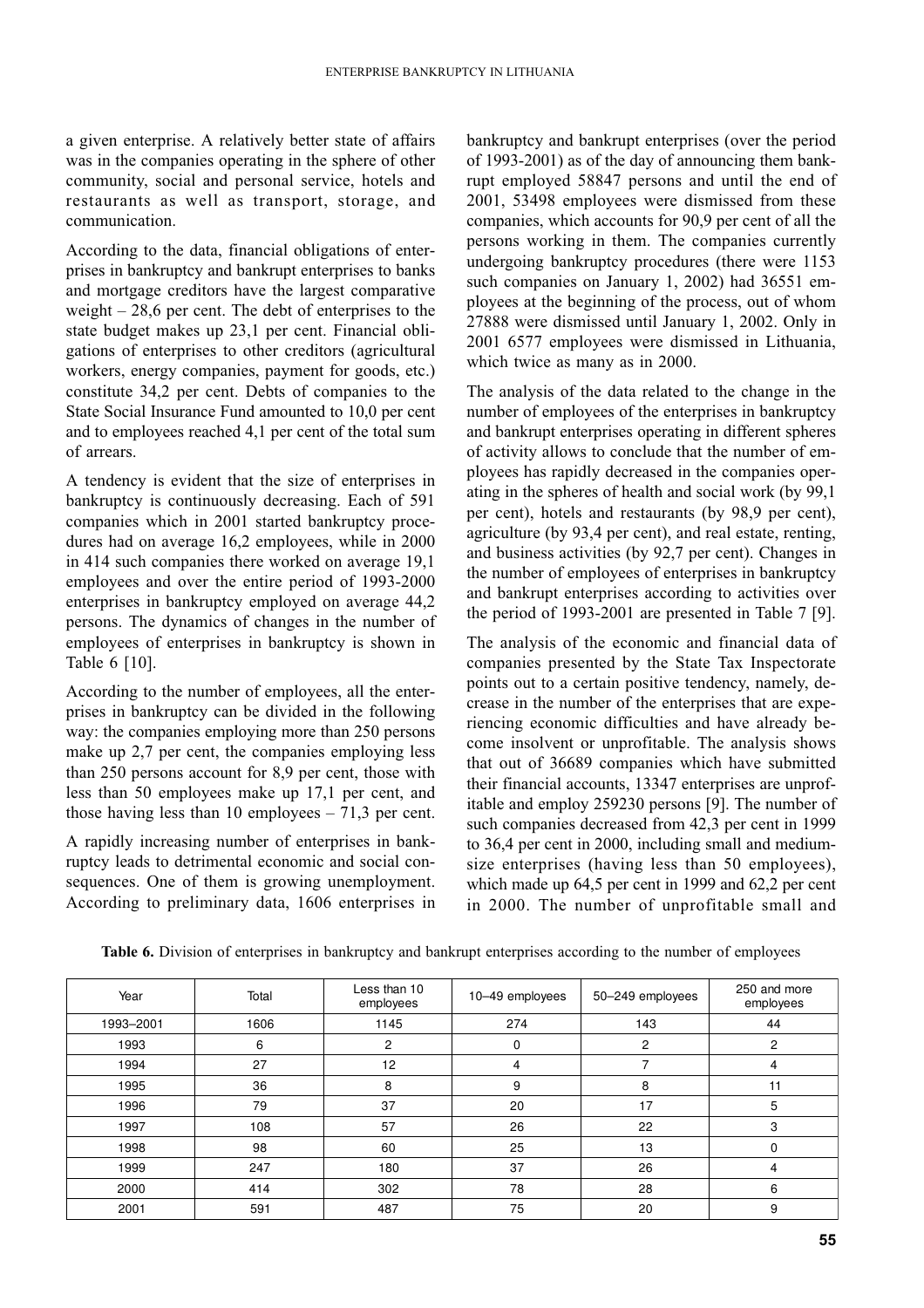a given enterprise. A relatively better state of affairs was in the companies operating in the sphere of other community, social and personal service, hotels and restaurants as well as transport, storage, and communication.

According to the data, financial obligations of enterprises in bankruptcy and bankrupt enterprises to banks and mortgage creditors have the largest comparative weight – 28,6 per cent. The debt of enterprises to the state budget makes up 23,1 per cent. Financial obligations of enterprises to other creditors (agricultural workers, energy companies, payment for goods, etc.) constitute 34,2 per cent. Debts of companies to the State Social Insurance Fund amounted to 10,0 per cent and to employees reached 4,1 per cent of the total sum of arrears.

A tendency is evident that the size of enterprises in bankruptcy is continuously decreasing. Each of 591 companies which in 2001 started bankruptcy procedures had on average 16,2 employees, while in 2000 in 414 such companies there worked on average 19,1 employees and over the entire period of 1993-2000 enterprises in bankruptcy employed on average 44,2 persons. The dynamics of changes in the number of employees of enterprises in bankruptcy is shown in Table 6 [10].

According to the number of employees, all the enterprises in bankruptcy can be divided in the following way: the companies employing more than 250 persons make up 2,7 per cent, the companies employing less than 250 persons account for 8,9 per cent, those with less than 50 employees make up 17,1 per cent, and those having less than 10 employees – 71,3 per cent.

A rapidly increasing number of enterprises in bankruptcy leads to detrimental economic and social consequences. One of them is growing unemployment. According to preliminary data, 1606 enterprises in bankruptcy and bankrupt enterprises (over the period of 1993-2001) as of the day of announcing them bankrupt employed 58847 persons and until the end of 2001, 53498 employees were dismissed from these companies, which accounts for 90,9 per cent of all the persons working in them. The companies currently undergoing bankruptcy procedures (there were 1153 such companies on January 1, 2002) had 36551 employees at the beginning of the process, out of whom 27888 were dismissed until January 1, 2002. Only in 2001 6577 employees were dismissed in Lithuania, which twice as many as in 2000.

The analysis of the data related to the change in the number of employees of the enterprises in bankruptcy and bankrupt enterprises operating in different spheres of activity allows to conclude that the number of employees has rapidly decreased in the companies operating in the spheres of health and social work (by 99,1 per cent), hotels and restaurants (by 98,9 per cent), agriculture (by 93,4 per cent), and real estate, renting, and business activities (by 92,7 per cent). Changes in the number of employees of enterprises in bankruptcy and bankrupt enterprises according to activities over the period of 1993-2001 are presented in Table 7 [9].

The analysis of the economic and financial data of companies presented by the State Tax Inspectorate points out to a certain positive tendency, namely, decrease in the number of the enterprises that are experiencing economic difficulties and have already become insolvent or unprofitable. The analysis shows that out of 36689 companies which have submitted their financial accounts, 13347 enterprises are unprofitable and employ 259230 persons [9]. The number of such companies decreased from 42,3 per cent in 1999 to 36,4 per cent in 2000, including small and medium-size enterprises (having less than 50 employees), which made up 64,5 per cent in 1999 and 62,2 per cent in 2000. The number of unprofitable small and

**Table 6.** Division of enterprises in bankruptcy and bankrupt enterprises according to the number of employees

| Year | Total | Less than 10 employees | 10–49 employees | 50–249 employees | 250 and more employees |
|---|---|---|---|---|---|
| 1993–2001 | 1606 | 1145 | 274 | 143 | 44 |
| 1993 | 6 | 2 | 0 | 2 | 2 |
| 1994 | 27 | 12 | 4 | 7 | 4 |
| 1995 | 36 | 8 | 9 | 8 | 11 |
| 1996 | 79 | 37 | 20 | 17 | 5 |
| 1997 | 108 | 57 | 26 | 22 | 3 |
| 1998 | 98 | 60 | 25 | 13 | 0 |
| 1999 | 247 | 180 | 37 | 26 | 4 |
| 2000 | 414 | 302 | 78 | 28 | 6 |
| 2001 | 591 | 487 | 75 | 20 | 9 |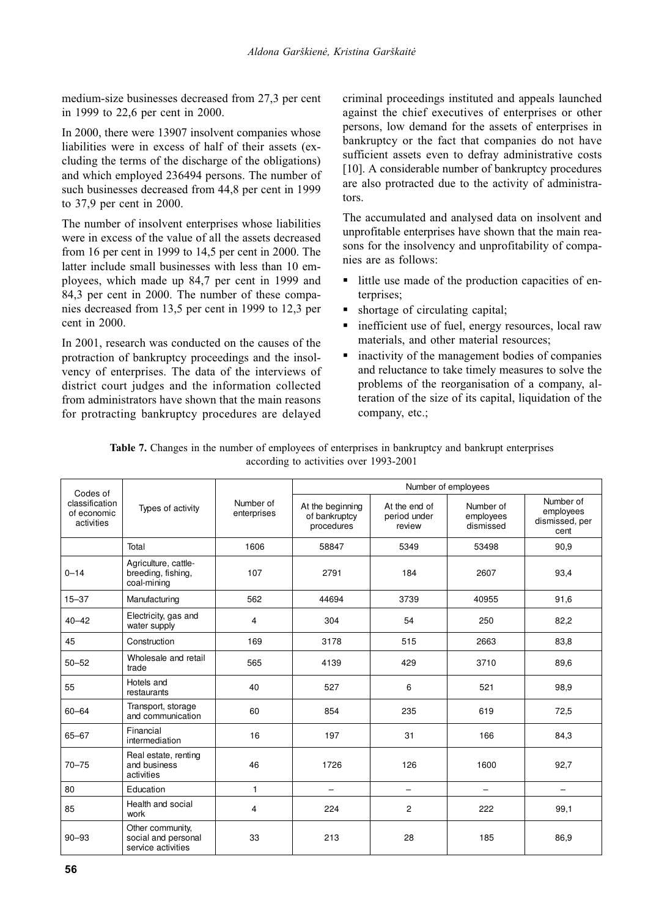medium-size businesses decreased from 27,3 per cent in 1999 to 22,6 per cent in 2000.

In 2000, there were 13907 insolvent companies whose liabilities were in excess of half of their assets (excluding the terms of the discharge of the obligations) and which employed 236494 persons. The number of such businesses decreased from 44,8 per cent in 1999 to 37,9 per cent in 2000.

The number of insolvent enterprises whose liabilities were in excess of the value of all the assets decreased from 16 per cent in 1999 to 14,5 per cent in 2000. The latter include small businesses with less than 10 employees, which made up 84,7 per cent in 1999 and 84,3 per cent in 2000. The number of these companies decreased from 13,5 per cent in 1999 to 12,3 per cent in 2000.

In 2001, research was conducted on the causes of the protraction of bankruptcy proceedings and the insolvency of enterprises. The data of the interviews of district court judges and the information collected from administrators have shown that the main reasons for protracting bankruptcy procedures are delayed criminal proceedings instituted and appeals launched against the chief executives of enterprises or other persons, low demand for the assets of enterprises in bankruptcy or the fact that companies do not have sufficient assets even to defray administrative costs [10]. A considerable number of bankruptcy procedures are also protracted due to the activity of administrators.

The accumulated and analysed data on insolvent and unprofitable enterprises have shown that the main reasons for the insolvency and unprofitability of companies are as follows:

- little use made of the production capacities of enterprises;
- shortage of circulating capital;
- inefficient use of fuel, energy resources, local raw materials, and other material resources;
- inactivity of the management bodies of companies and reluctance to take timely measures to solve the problems of the reorganisation of a company, alteration of the size of its capital, liquidation of the company, etc.;

**Table 7.** Changes in the number of employees of enterprises in bankruptcy and bankrupt enterprises according to activities over 1993-2001

| Codes of classification of economic activities | Types of activity | Number of enterprises | Number of employees | | | |
|---|---|---|---|---|---|---|
| | | | At the beginning of bankruptcy procedures | At the end of period under review | Number of employees dismissed | Number of employees dismissed, per cent |
| | Total | 1606 | 58847 | 5349 | 53498 | 90,9 |
| 0–14 | Agriculture, cattle-breeding, fishing, coal-mining | 107 | 2791 | 184 | 2607 | 93,4 |
| 15–37 | Manufacturing | 562 | 44694 | 3739 | 40955 | 91,6 |
| 40–42 | Electricity, gas and water supply | 4 | 304 | 54 | 250 | 82,2 |
| 45 | Construction | 169 | 3178 | 515 | 2663 | 83,8 |
| 50–52 | Wholesale and retail trade | 565 | 4139 | 429 | 3710 | 89,6 |
| 55 | Hotels and restaurants | 40 | 527 | 6 | 521 | 98,9 |
| 60–64 | Transport, storage and communication | 60 | 854 | 235 | 619 | 72,5 |
| 65–67 | Financial intermediation | 16 | 197 | 31 | 166 | 84,3 |
| 70–75 | Real estate, renting and business activities | 46 | 1726 | 126 | 1600 | 92,7 |
| 80 | Education | 1 | – | – | – | – |
| 85 | Health and social work | 4 | 224 | 2 | 222 | 99,1 |
| 90–93 | Other community, social and personal service activities | 33 | 213 | 28 | 185 | 86,9 |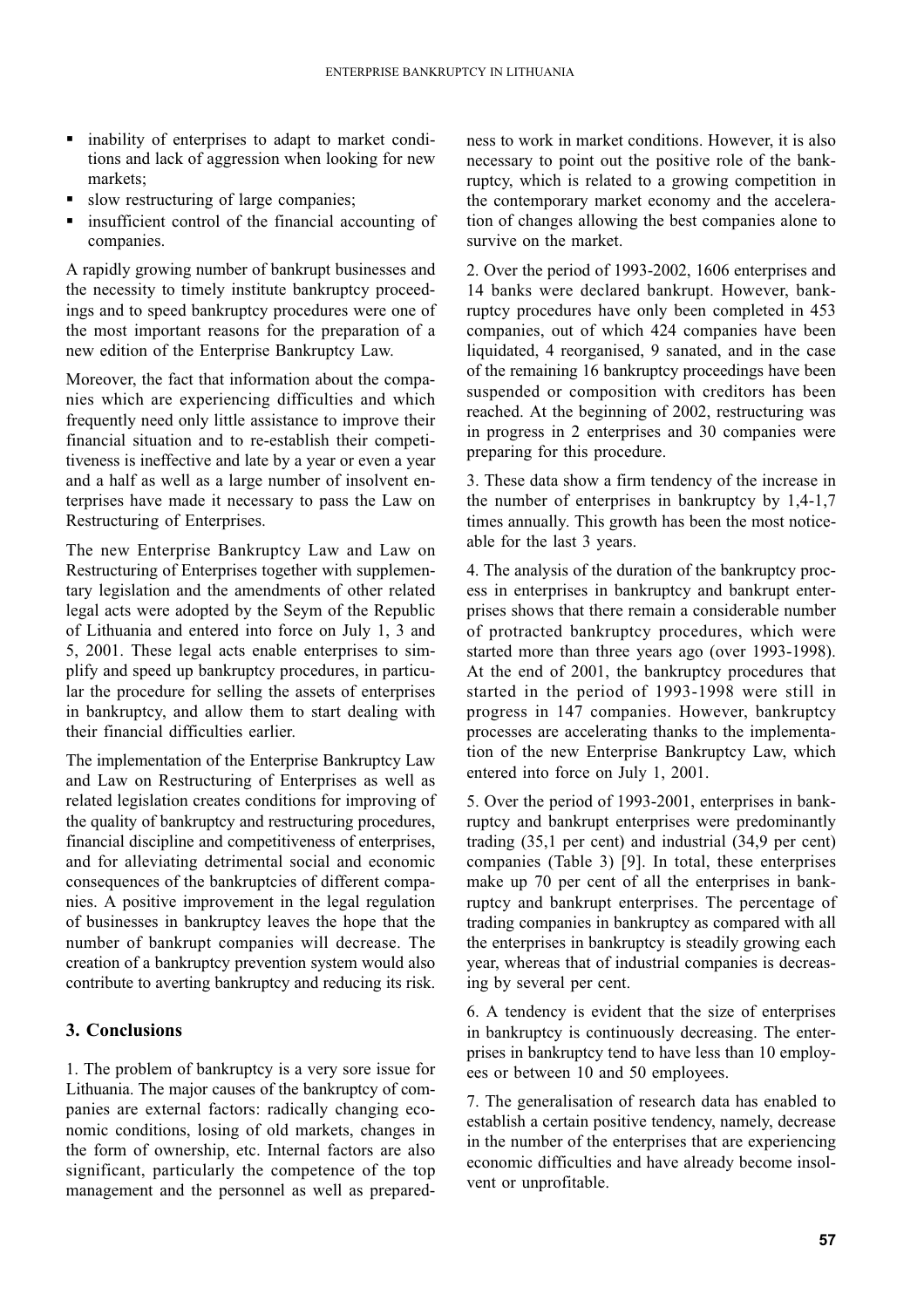- inability of enterprises to adapt to market conditions and lack of aggression when looking for new markets;
- slow restructuring of large companies;
- insufficient control of the financial accounting of companies.

A rapidly growing number of bankrupt businesses and the necessity to timely institute bankruptcy proceedings and to speed bankruptcy procedures were one of the most important reasons for the preparation of a new edition of the Enterprise Bankruptcy Law.

Moreover, the fact that information about the companies which are experiencing difficulties and which frequently need only little assistance to improve their financial situation and to re-establish their competitiveness is ineffective and late by a year or even a year and a half as well as a large number of insolvent enterprises have made it necessary to pass the Law on Restructuring of Enterprises.

The new Enterprise Bankruptcy Law and Law on Restructuring of Enterprises together with supplementary legislation and the amendments of other related legal acts were adopted by the Seym of the Republic of Lithuania and entered into force on July 1, 3 and 5, 2001. These legal acts enable enterprises to simplify and speed up bankruptcy procedures, in particular the procedure for selling the assets of enterprises in bankruptcy, and allow them to start dealing with their financial difficulties earlier.

The implementation of the Enterprise Bankruptcy Law and Law on Restructuring of Enterprises as well as related legislation creates conditions for improving of the quality of bankruptcy and restructuring procedures, financial discipline and competitiveness of enterprises, and for alleviating detrimental social and economic consequences of the bankruptcies of different companies. A positive improvement in the legal regulation of businesses in bankruptcy leaves the hope that the number of bankrupt companies will decrease. The creation of a bankruptcy prevention system would also contribute to averting bankruptcy and reducing its risk.

## 3. Conclusions

1. The problem of bankruptcy is a very sore issue for Lithuania. The major causes of the bankruptcy of companies are external factors: radically changing economic conditions, losing of old markets, changes in the form of ownership, etc. Internal factors are also significant, particularly the competence of the top management and the personnel as well as preparedness to work in market conditions. However, it is also necessary to point out the positive role of the bankruptcy, which is related to a growing competition in the contemporary market economy and the acceleration of changes allowing the best companies alone to survive on the market.

2. Over the period of 1993-2002, 1606 enterprises and 14 banks were declared bankrupt. However, bankruptcy procedures have only been completed in 453 companies, out of which 424 companies have been liquidated, 4 reorganised, 9 sanated, and in the case of the remaining 16 bankruptcy proceedings have been suspended or composition with creditors has been reached. At the beginning of 2002, restructuring was in progress in 2 enterprises and 30 companies were preparing for this procedure.

3. These data show a firm tendency of the increase in the number of enterprises in bankruptcy by 1,4-1,7 times annually. This growth has been the most noticeable for the last 3 years.

4. The analysis of the duration of the bankruptcy process in enterprises in bankruptcy and bankrupt enterprises shows that there remain a considerable number of protracted bankruptcy procedures, which were started more than three years ago (over 1993-1998). At the end of 2001, the bankruptcy procedures that started in the period of 1993-1998 were still in progress in 147 companies. However, bankruptcy processes are accelerating thanks to the implementation of the new Enterprise Bankruptcy Law, which entered into force on July 1, 2001.

5. Over the period of 1993-2001, enterprises in bankruptcy and bankrupt enterprises were predominantly trading (35,1 per cent) and industrial (34,9 per cent) companies (Table 3) [9]. In total, these enterprises make up 70 per cent of all the enterprises in bankruptcy and bankrupt enterprises. The percentage of trading companies in bankruptcy as compared with all the enterprises in bankruptcy is steadily growing each year, whereas that of industrial companies is decreasing by several per cent.

6. A tendency is evident that the size of enterprises in bankruptcy is continuously decreasing. The enterprises in bankruptcy tend to have less than 10 employees or between 10 and 50 employees.

7. The generalisation of research data has enabled to establish a certain positive tendency, namely, decrease in the number of the enterprises that are experiencing economic difficulties and have already become insolvent or unprofitable.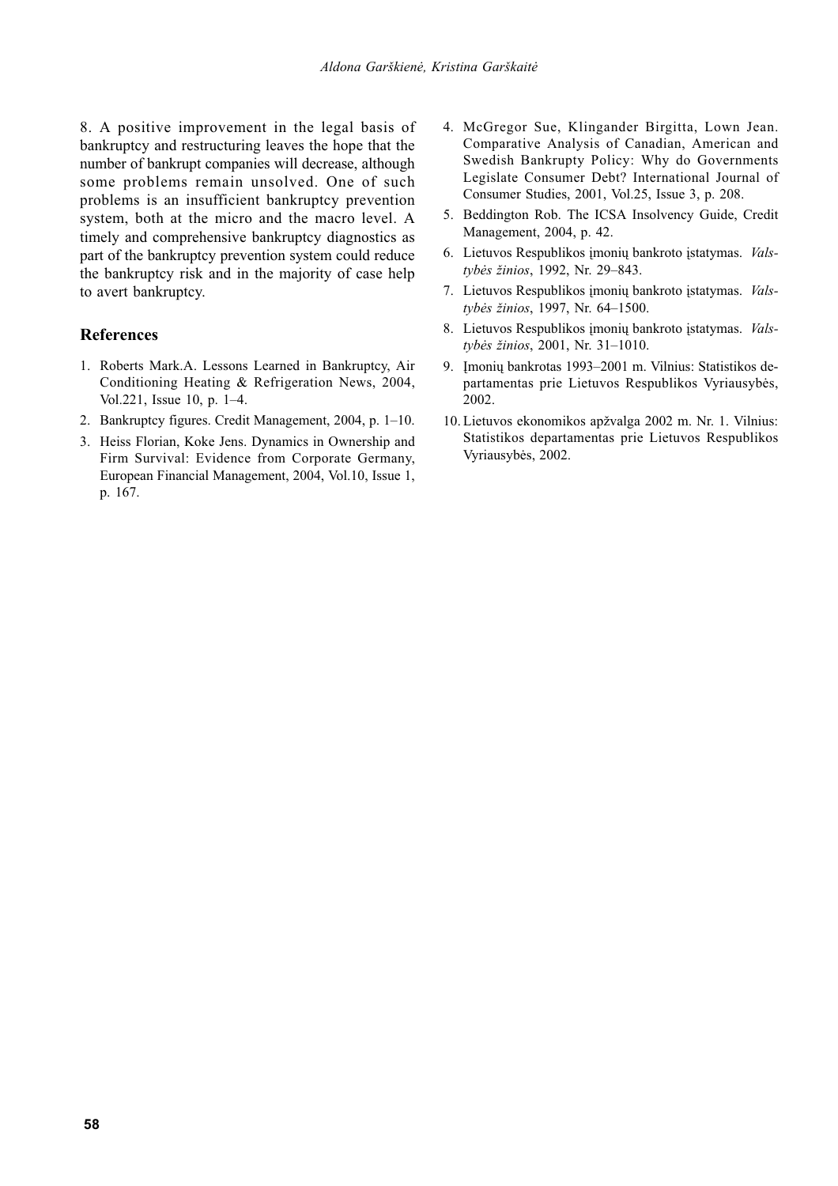8. A positive improvement in the legal basis of bankruptcy and restructuring leaves the hope that the number of bankrupt companies will decrease, although some problems remain unsolved. One of such problems is an insufficient bankruptcy prevention system, both at the micro and the macro level. A timely and comprehensive bankruptcy diagnostics as part of the bankruptcy prevention system could reduce the bankruptcy risk and in the majority of case help to avert bankruptcy.

## References

1. Roberts Mark.A. Lessons Learned in Bankruptcy, Air Conditioning Heating & Refrigeration News, 2004, Vol.221, Issue 10, p. 1–4.
2. Bankruptcy figures. Credit Management, 2004, p. 1–10.
3. Heiss Florian, Koke Jens. Dynamics in Ownership and Firm Survival: Evidence from Corporate Germany, European Financial Management, 2004, Vol.10, Issue 1, p. 167.
4. McGregor Sue, Klingander Birgitta, Lown Jean. Comparative Analysis of Canadian, American and Swedish Bankrupty Policy: Why do Governments Legislate Consumer Debt? International Journal of Consumer Studies, 2001, Vol.25, Issue 3, p. 208.
5. Beddington Rob. The ICSA Insolvency Guide, Credit Management, 2004, p. 42.
6. Lietuvos Respublikos įmonių bankroto įstatymas. *Valstybės žinios*, 1992, Nr. 29–843.
7. Lietuvos Respublikos įmonių bankroto įstatymas. *Valstybės žinios*, 1997, Nr. 64–1500.
8. Lietuvos Respublikos įmonių bankroto įstatymas. *Valstybės žinios*, 2001, Nr. 31–1010.
9. Įmonių bankrotas 1993–2001 m. Vilnius: Statistikos departamentas prie Lietuvos Respublikos Vyriausybės, 2002.
10. Lietuvos ekonomikos apžvalga 2002 m. Nr. 1. Vilnius: Statistikos departamentas prie Lietuvos Respublikos Vyriausybės, 2002.